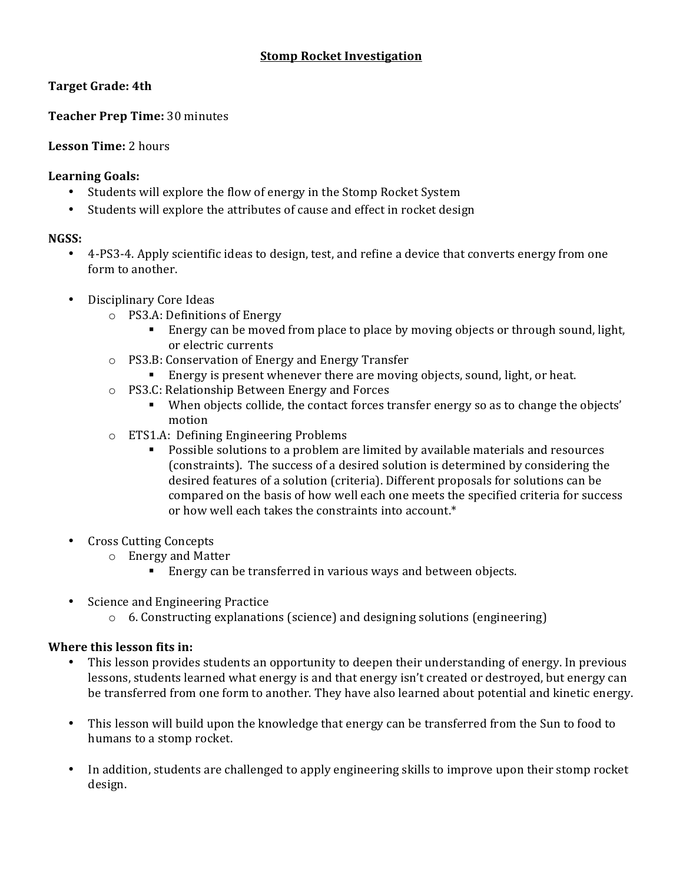# Stomp Rocket Investigation

**Target Grade: 4th**

**Teacher Prep Time:** 30 minutes

**Lesson Time:** 2 hours

**Learning Goals:**

- Students will explore the flow of energy in the Stomp Rocket System
- Students will explore the attributes of cause and effect in rocket design

**NGSS:**

- 4-PS3-4. Apply scientific ideas to design, test, and refine a device that converts energy from one form to another.

- Disciplinary Core Ideas
  - PS3.A: Definitions of Energy
    - Energy can be moved from place to place by moving objects or through sound, light, or electric currents
  - PS3.B: Conservation of Energy and Energy Transfer
    - Energy is present whenever there are moving objects, sound, light, or heat.
  - PS3.C: Relationship Between Energy and Forces
    - When objects collide, the contact forces transfer energy so as to change the objects' motion
  - ETS1.A: Defining Engineering Problems
    - Possible solutions to a problem are limited by available materials and resources (constraints). The success of a desired solution is determined by considering the desired features of a solution (criteria). Different proposals for solutions can be compared on the basis of how well each one meets the specified criteria for success or how well each takes the constraints into account.*

- Cross Cutting Concepts
  - Energy and Matter
    - Energy can be transferred in various ways and between objects.

- Science and Engineering Practice
  - 6. Constructing explanations (science) and designing solutions (engineering)

**Where this lesson fits in:**

- This lesson provides students an opportunity to deepen their understanding of energy. In previous lessons, students learned what energy is and that energy isn't created or destroyed, but energy can be transferred from one form to another. They have also learned about potential and kinetic energy.

- This lesson will build upon the knowledge that energy can be transferred from the Sun to food to humans to a stomp rocket.

- In addition, students are challenged to apply engineering skills to improve upon their stomp rocket design.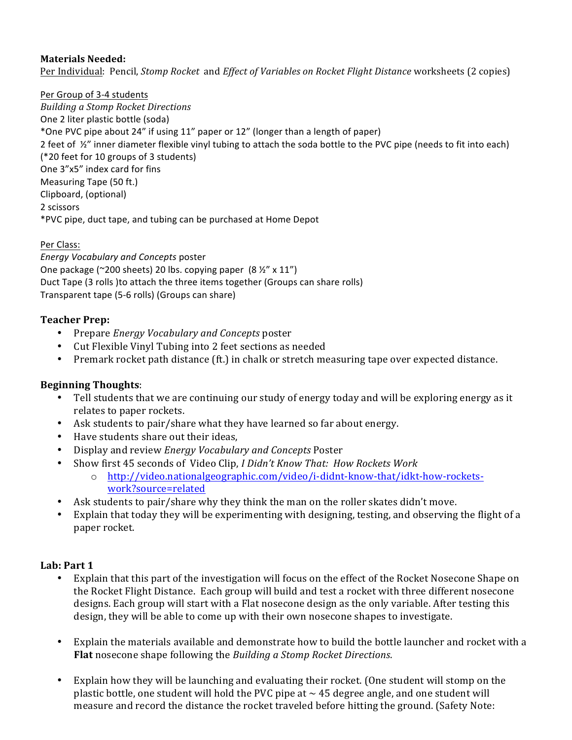**Materials Needed:**
Per Individual: Pencil, *Stomp Rocket* and *Effect of Variables on Rocket Flight Distance* worksheets (2 copies)

Per Group of 3-4 students
*Building a Stomp Rocket Directions*
One 2 liter plastic bottle (soda)
*One PVC pipe about 24" if using 11" paper or 12" (longer than a length of paper)
2 feet of ½" inner diameter flexible vinyl tubing to attach the soda bottle to the PVC pipe (needs to fit into each)
(*20 feet for 10 groups of 3 students)
One 3"x5" index card for fins
Measuring Tape (50 ft.)
Clipboard, (optional)
2 scissors
*PVC pipe, duct tape, and tubing can be purchased at Home Depot

Per Class:
*Energy Vocabulary and Concepts* poster
One package (~200 sheets) 20 lbs. copying paper (8 ½" x 11")
Duct Tape (3 rolls )to attach the three items together (Groups can share rolls)
Transparent tape (5-6 rolls) (Groups can share)

**Teacher Prep:**

- Prepare *Energy Vocabulary and Concepts* poster
- Cut Flexible Vinyl Tubing into 2 feet sections as needed
- Premark rocket path distance (ft.) in chalk or stretch measuring tape over expected distance.

**Beginning Thoughts**:

- Tell students that we are continuing our study of energy today and will be exploring energy as it relates to paper rockets.
- Ask students to pair/share what they have learned so far about energy.
- Have students share out their ideas,
- Display and review *Energy Vocabulary and Concepts* Poster
- Show first 45 seconds of Video Clip, *I Didn't Know That: How Rockets Work*
  - o http://video.nationalgeographic.com/video/i-didnt-know-that/idkt-how-rockets-work?source=related
- Ask students to pair/share why they think the man on the roller skates didn't move.
- Explain that today they will be experimenting with designing, testing, and observing the flight of a paper rocket.

**Lab: Part 1**

- Explain that this part of the investigation will focus on the effect of the Rocket Nosecone Shape on the Rocket Flight Distance. Each group will build and test a rocket with three different nosecone designs. Each group will start with a Flat nosecone design as the only variable. After testing this design, they will be able to come up with their own nosecone shapes to investigate.

- Explain the materials available and demonstrate how to build the bottle launcher and rocket with a **Flat** nosecone shape following the *Building a Stomp Rocket Directions*.

- Explain how they will be launching and evaluating their rocket. (One student will stomp on the plastic bottle, one student will hold the PVC pipe at ~ 45 degree angle, and one student will measure and record the distance the rocket traveled before hitting the ground. (Safety Note: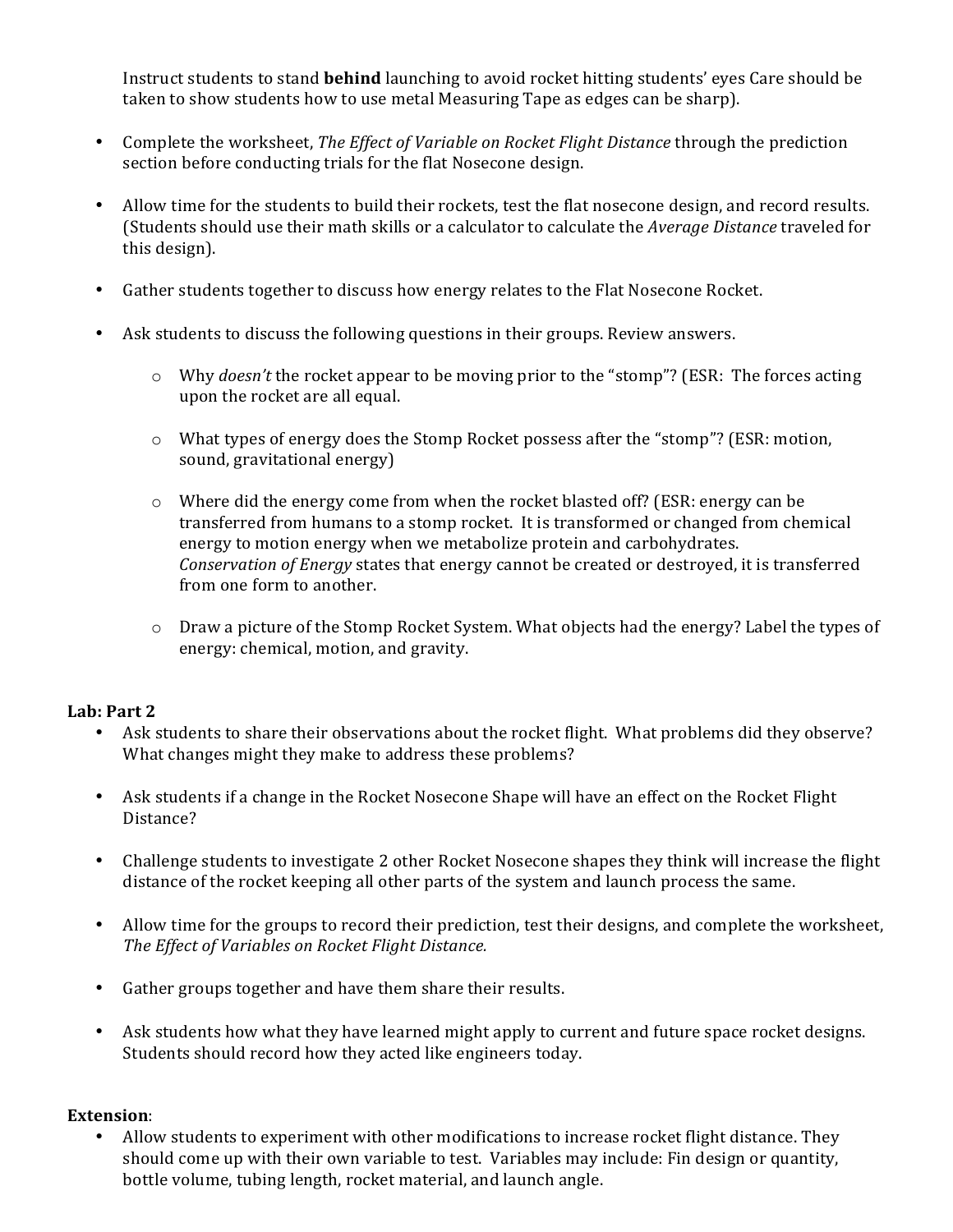Instruct students to stand **behind** launching to avoid rocket hitting students' eyes Care should be taken to show students how to use metal Measuring Tape as edges can be sharp).

- Complete the worksheet, *The Effect of Variable on Rocket Flight Distance* through the prediction section before conducting trials for the flat Nosecone design.
- Allow time for the students to build their rockets, test the flat nosecone design, and record results. (Students should use their math skills or a calculator to calculate the *Average Distance* traveled for this design).
- Gather students together to discuss how energy relates to the Flat Nosecone Rocket.
- Ask students to discuss the following questions in their groups. Review answers.
  - Why *doesn't* the rocket appear to be moving prior to the "stomp"? (ESR: The forces acting upon the rocket are all equal.
  - What types of energy does the Stomp Rocket possess after the "stomp"? (ESR: motion, sound, gravitational energy)
  - Where did the energy come from when the rocket blasted off? (ESR: energy can be transferred from humans to a stomp rocket. It is transformed or changed from chemical energy to motion energy when we metabolize protein and carbohydrates. *Conservation of Energy* states that energy cannot be created or destroyed, it is transferred from one form to another.
  - Draw a picture of the Stomp Rocket System. What objects had the energy? Label the types of energy: chemical, motion, and gravity.

**Lab: Part 2**

- Ask students to share their observations about the rocket flight. What problems did they observe? What changes might they make to address these problems?
- Ask students if a change in the Rocket Nosecone Shape will have an effect on the Rocket Flight Distance?
- Challenge students to investigate 2 other Rocket Nosecone shapes they think will increase the flight distance of the rocket keeping all other parts of the system and launch process the same.
- Allow time for the groups to record their prediction, test their designs, and complete the worksheet, *The Effect of Variables on Rocket Flight Distance.*
- Gather groups together and have them share their results.
- Ask students how what they have learned might apply to current and future space rocket designs. Students should record how they acted like engineers today.

**Extension**:

- Allow students to experiment with other modifications to increase rocket flight distance. They should come up with their own variable to test. Variables may include: Fin design or quantity, bottle volume, tubing length, rocket material, and launch angle.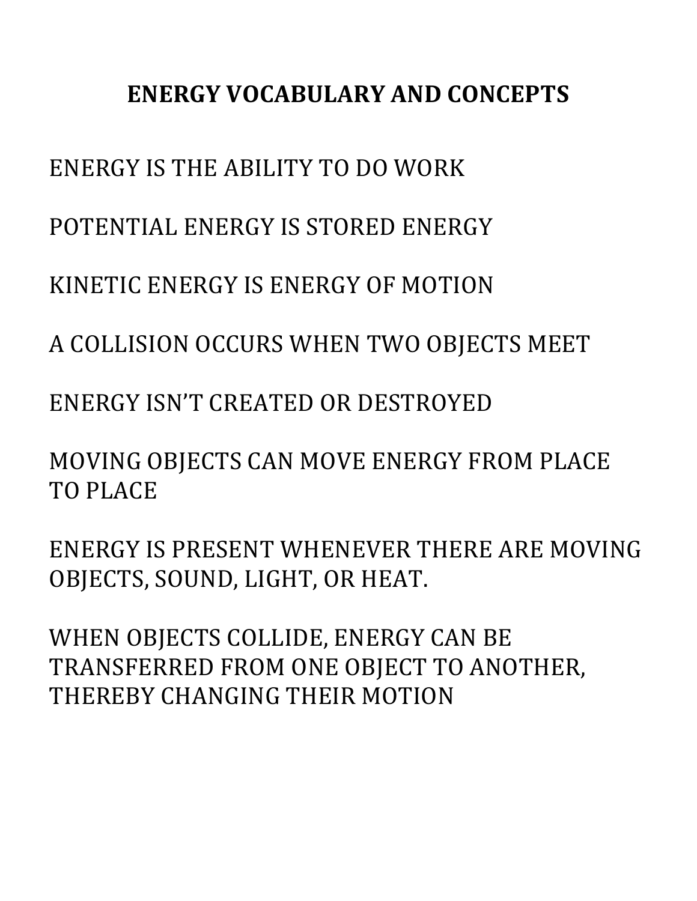# ENERGY VOCABULARY AND CONCEPTS

ENERGY IS THE ABILITY TO DO WORK

POTENTIAL ENERGY IS STORED ENERGY

KINETIC ENERGY IS ENERGY OF MOTION

A COLLISION OCCURS WHEN TWO OBJECTS MEET

ENERGY ISN'T CREATED OR DESTROYED

MOVING OBJECTS CAN MOVE ENERGY FROM PLACE TO PLACE

ENERGY IS PRESENT WHENEVER THERE ARE MOVING OBJECTS, SOUND, LIGHT, OR HEAT.

WHEN OBJECTS COLLIDE, ENERGY CAN BE TRANSFERRED FROM ONE OBJECT TO ANOTHER, THEREBY CHANGING THEIR MOTION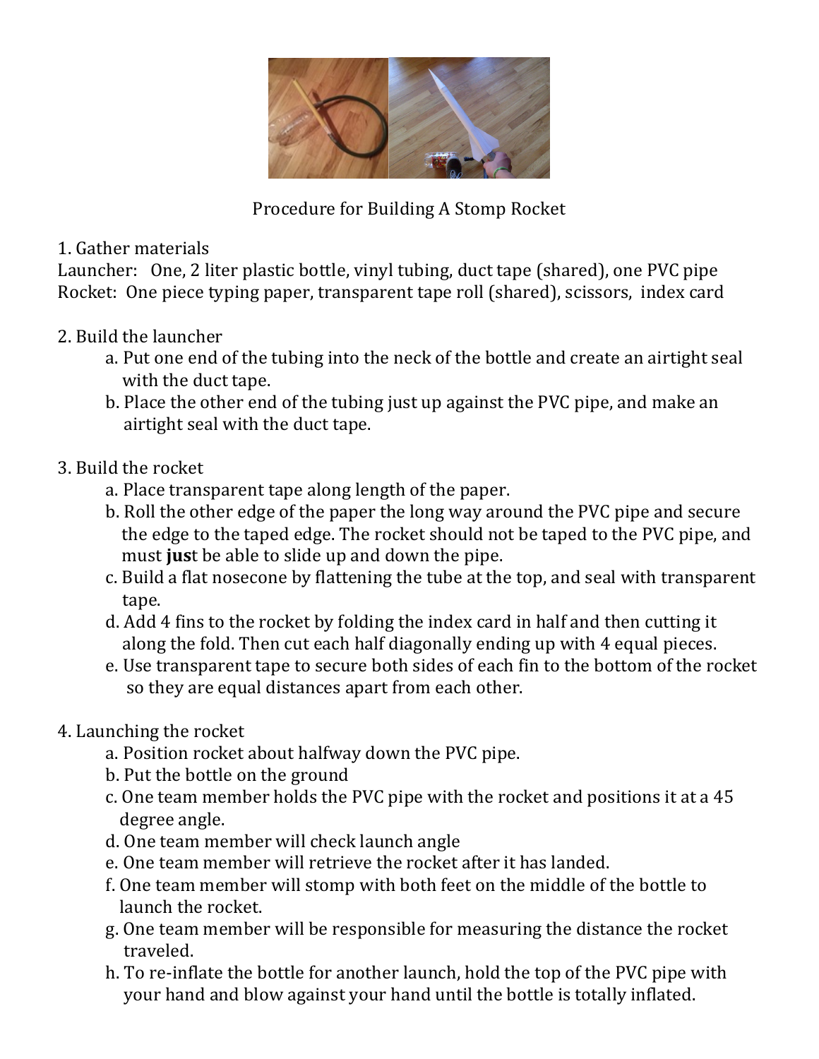Procedure for Building A Stomp Rocket

1. Gather materials

Launcher: One, 2 liter plastic bottle, vinyl tubing, duct tape (shared), one PVC pipe
Rocket: One piece typing paper, transparent tape roll (shared), scissors, index card

2. Build the launcher
   a. Put one end of the tubing into the neck of the bottle and create an airtight seal with the duct tape.
   b. Place the other end of the tubing just up against the PVC pipe, and make an airtight seal with the duct tape.

3. Build the rocket
   a. Place transparent tape along length of the paper.
   b. Roll the other edge of the paper the long way around the PVC pipe and secure the edge to the taped edge. The rocket should not be taped to the PVC pipe, and must **jus**t be able to slide up and down the pipe.
   c. Build a flat nosecone by flattening the tube at the top, and seal with transparent tape.
   d. Add 4 fins to the rocket by folding the index card in half and then cutting it along the fold. Then cut each half diagonally ending up with 4 equal pieces.
   e. Use transparent tape to secure both sides of each fin to the bottom of the rocket so they are equal distances apart from each other.

4. Launching the rocket
   a. Position rocket about halfway down the PVC pipe.
   b. Put the bottle on the ground
   c. One team member holds the PVC pipe with the rocket and positions it at a 45 degree angle.
   d. One team member will check launch angle
   e. One team member will retrieve the rocket after it has landed.
   f. One team member will stomp with both feet on the middle of the bottle to launch the rocket.
   g. One team member will be responsible for measuring the distance the rocket traveled.
   h. To re-inflate the bottle for another launch, hold the top of the PVC pipe with your hand and blow against your hand until the bottle is totally inflated.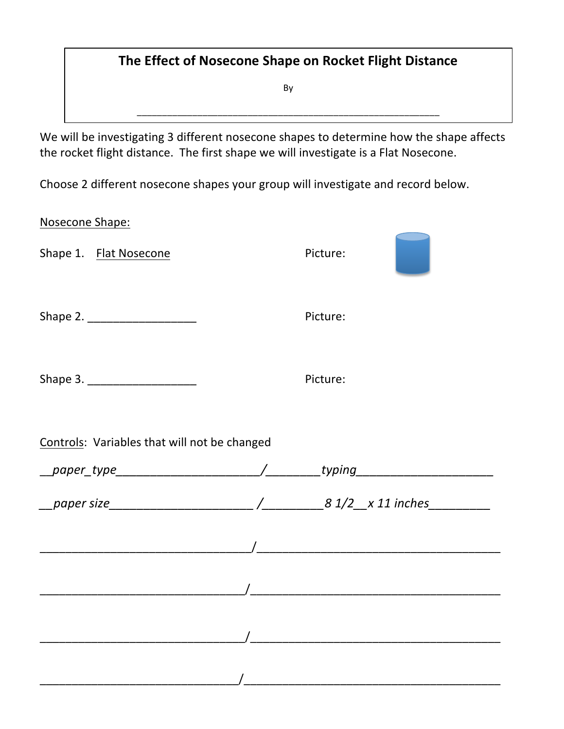**The Effect of Nosecone Shape on Rocket Flight Distance**

By

______________________________________________

We will be investigating 3 different nosecone shapes to determine how the shape affects the rocket flight distance. The first shape we will investigate is a Flat Nosecone.

Choose 2 different nosecone shapes your group will investigate and record below.

Nosecone Shape:

Shape 1. Flat Nosecone Picture:

Shape 2. _________________ Picture:

Shape 3. _________________ Picture:

Controls: Variables that will not be changed

*__paper_type______________________/________typing____________________*

*__paper size______________________ /_________8 1/2__x 11 inches_________*

________________________________/____________________________________

________________________________/____________________________________

________________________________/____________________________________

________________________________/____________________________________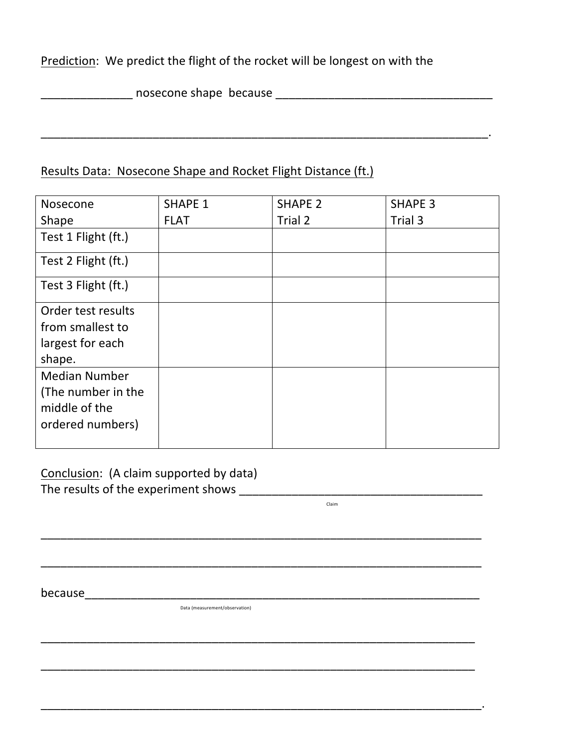Prediction: We predict the flight of the rocket will be longest on with the

______________ nosecone shape because __________________________________

_______________________________________________________________________.

Results Data: Nosecone Shape and Rocket Flight Distance (ft.)

| Nosecone Shape | SHAPE 1 FLAT | SHAPE 2 Trial 2 | SHAPE 3 Trial 3 |
| --- | --- | --- | --- |
| Test 1 Flight (ft.) | | | |
| Test 2 Flight (ft.) | | | |
| Test 3 Flight (ft.) | | | |
| Order test results from smallest to largest for each shape. | | | |
| Median Number (The number in the middle of the ordered numbers) | | | |

Conclusion: (A claim supported by data)
The results of the experiment shows ______________________________________
Claim

_______________________________________________________________________

_______________________________________________________________________

because_________________________________________________________________
Data (measurement/observation)

_______________________________________________________________________

_______________________________________________________________________

_______________________________________________________________________.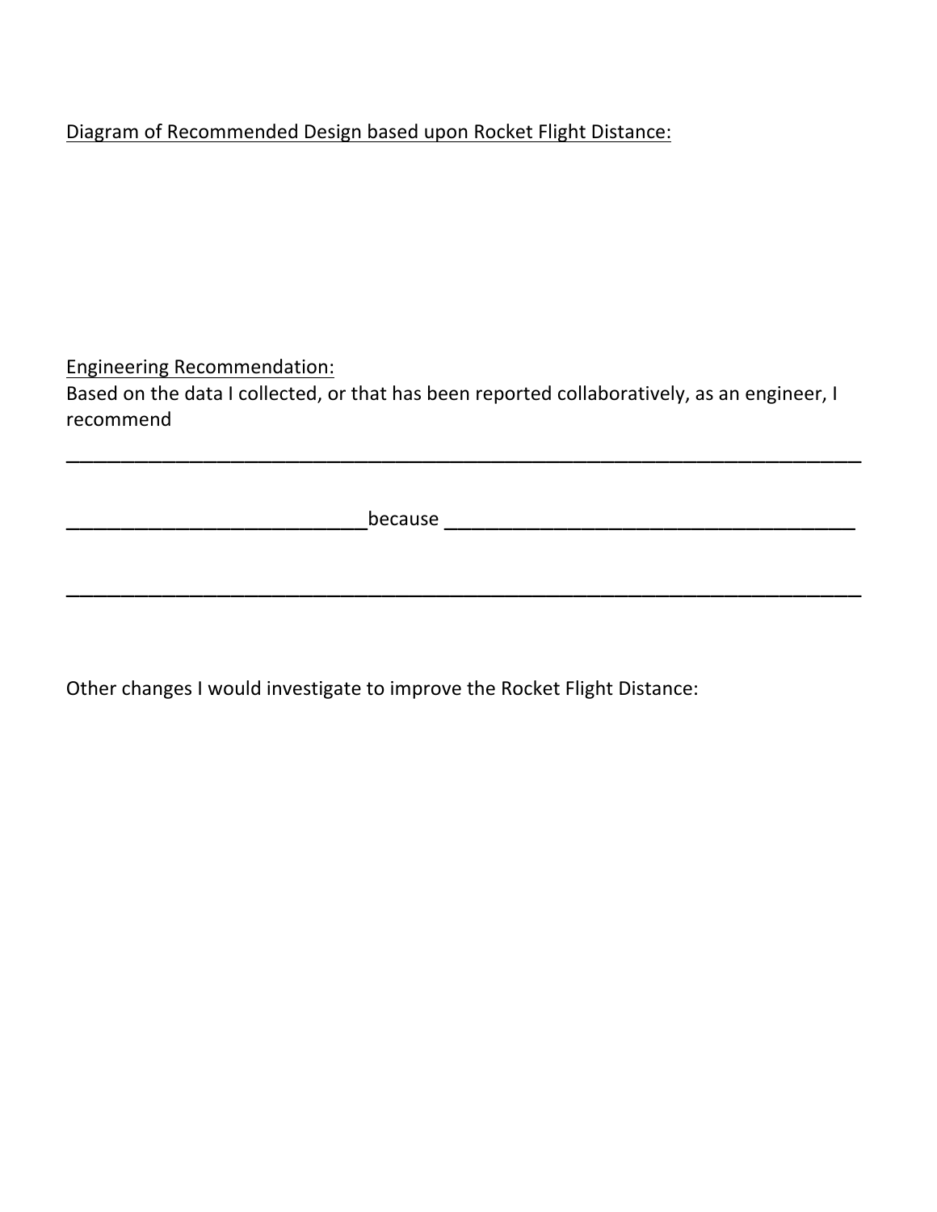<u>Diagram of Recommended Design based upon Rocket Flight Distance:</u>

<u>Engineering Recommendation:</u>

Based on the data I collected, or that has been reported collaboratively, as an engineer, I recommend

______________________________________________________________________________

____________________________because ________________________________________

______________________________________________________________________________

Other changes I would investigate to improve the Rocket Flight Distance: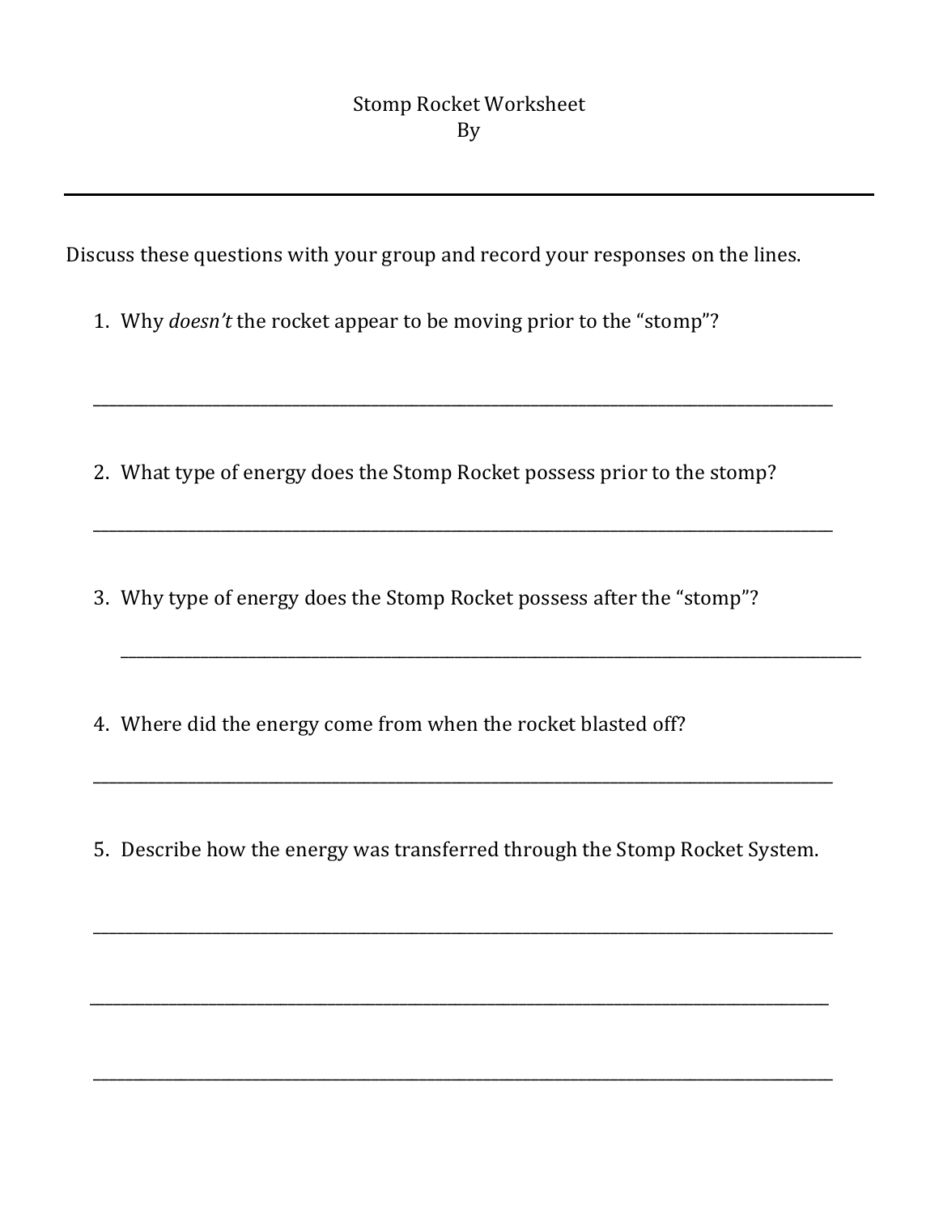# Stomp Rocket Worksheet
By

---

Discuss these questions with your group and record your responses on the lines.

1. Why *doesn't* the rocket appear to be moving prior to the "stomp"?

   ______________________________________________________________________

2. What type of energy does the Stomp Rocket possess prior to the stomp?

   ______________________________________________________________________

3. Why type of energy does the Stomp Rocket possess after the "stomp"?

   ______________________________________________________________________

4. Where did the energy come from when the rocket blasted off?

   ______________________________________________________________________

5. Describe how the energy was transferred through the Stomp Rocket System.

   ______________________________________________________________________

   ______________________________________________________________________

   ______________________________________________________________________